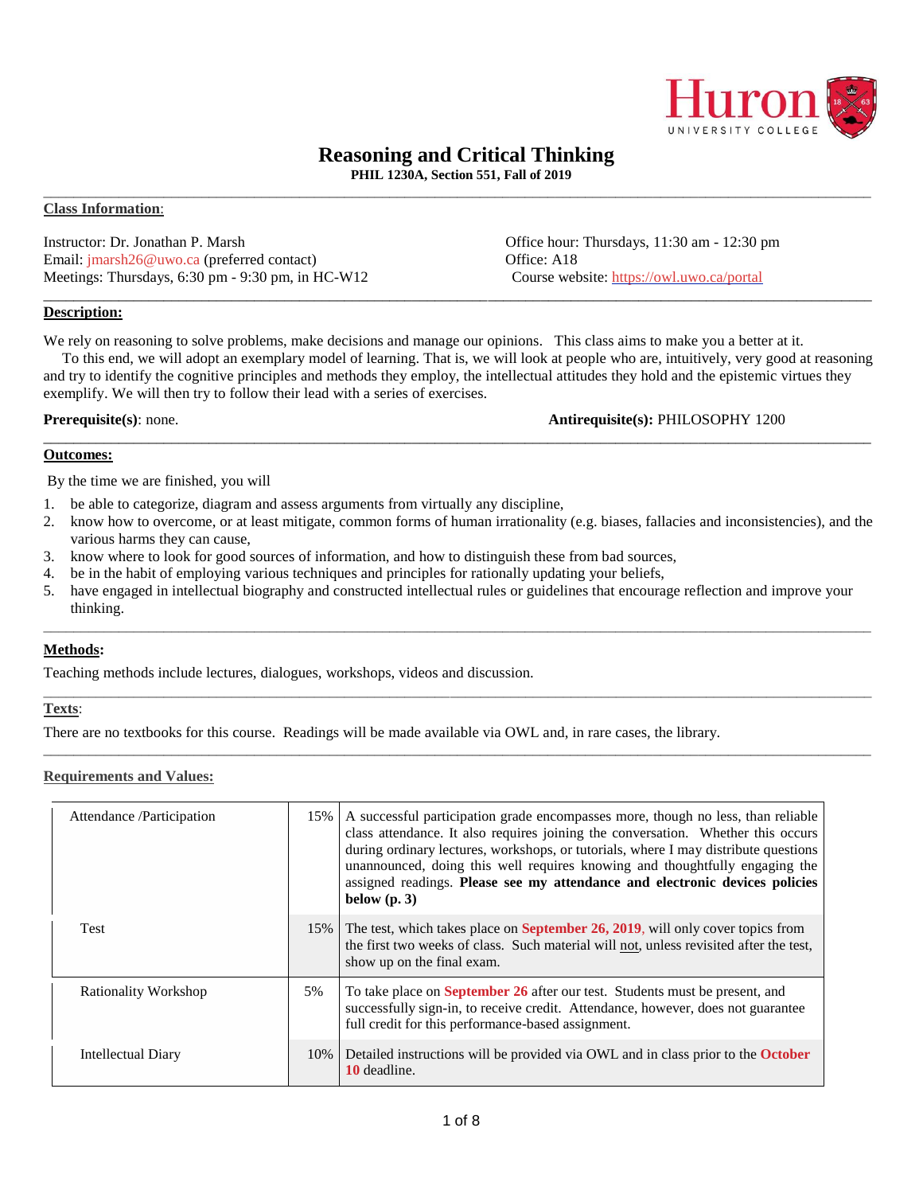# Reasoning and Critical Thinking

**PHIL 1230A, Section 551, Fall of 2019**

## Class Information:

Instructor: Dr. Jonathan P. Marsh
Email: jmarsh26@uwo.ca (preferred contact)
Meetings: Thursdays, 6:30 pm - 9:30 pm, in HC-W12

Office hour: Thursdays, 11:30 am - 12:30 pm
Office: A18
Course website: https://owl.uwo.ca/portal

## Description:

We rely on reasoning to solve problems, make decisions and manage our opinions. This class aims to make you a better at it.

To this end, we will adopt an exemplary model of learning. That is, we will look at people who are, intuitively, very good at reasoning and try to identify the cognitive principles and methods they employ, the intellectual attitudes they hold and the epistemic virtues they exemplify. We will then try to follow their lead with a series of exercises.

**Prerequisite(s)**: none.

**Antirequisite(s):** PHILOSOPHY 1200

## Outcomes:

By the time we are finished, you will

1. be able to categorize, diagram and assess arguments from virtually any discipline,
2. know how to overcome, or at least mitigate, common forms of human irrationality (e.g. biases, fallacies and inconsistencies), and the various harms they can cause,
3. know where to look for good sources of information, and how to distinguish these from bad sources,
4. be in the habit of employing various techniques and principles for rationally updating your beliefs,
5. have engaged in intellectual biography and constructed intellectual rules or guidelines that encourage reflection and improve your thinking.

## Methods:

Teaching methods include lectures, dialogues, workshops, videos and discussion.

## Texts:

There are no textbooks for this course. Readings will be made available via OWL and, in rare cases, the library.

## Requirements and Values:

| Requirement | Value | Details |
|---|---|---|
| Attendance /Participation | 15% | A successful participation grade encompasses more, though no less, than reliable class attendance. It also requires joining the conversation. Whether this occurs during ordinary lectures, workshops, or tutorials, where I may distribute questions unannounced, doing this well requires knowing and thoughtfully engaging the assigned readings. **Please see my attendance and electronic devices policies below (p. 3)** |
| Test | 15% | The test, which takes place on **September 26, 2019**, will only cover topics from the first two weeks of class. Such material will not, unless revisited after the test, show up on the final exam. |
| Rationality Workshop | 5% | To take place on **September 26** after our test. Students must be present, and successfully sign-in, to receive credit. Attendance, however, does not guarantee full credit for this performance-based assignment. |
| Intellectual Diary | 10% | Detailed instructions will be provided via OWL and in class prior to the **October 10** deadline. |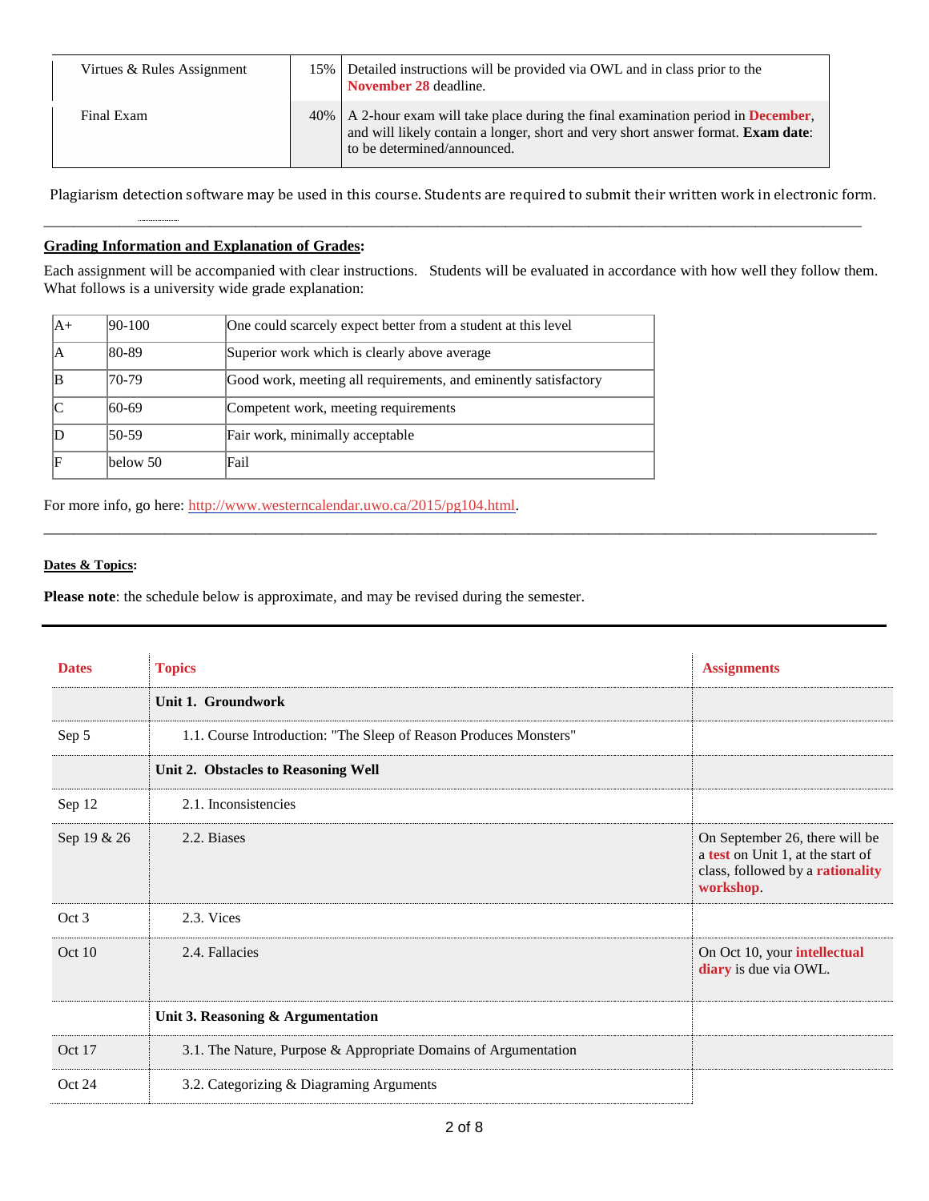| | | |
|---|---|---|
| Virtues & Rules Assignment | 15% | Detailed instructions will be provided via OWL and in class prior to the **November 28** deadline. |
| Final Exam | 40% | A 2-hour exam will take place during the final examination period in **December**, and will likely contain a longer, short and very short answer format. **Exam date**: to be determined/announced. |

Plagiarism detection software may be used in this course. Students are required to submit their written work in electronic form.

---

**Grading Information and Explanation of Grades:**

Each assignment will be accompanied with clear instructions. Students will be evaluated in accordance with how well they follow them. What follows is a university wide grade explanation:

| | | |
|---|---|---|
| A+ | 90-100 | One could scarcely expect better from a student at this level |
| A | 80-89 | Superior work which is clearly above average |
| B | 70-79 | Good work, meeting all requirements, and eminently satisfactory |
| C | 60-69 | Competent work, meeting requirements |
| D | 50-59 | Fair work, minimally acceptable |
| F | below 50 | Fail |

For more info, go here: http://www.westerncalendar.uwo.ca/2015/pg104.html.

---

**Dates & Topics:**

**Please note**: the schedule below is approximate, and may be revised during the semester.

| Dates | Topics | Assignments |
|---|---|---|
| | **Unit 1. Groundwork** | |
| Sep 5 | 1.1. Course Introduction: "The Sleep of Reason Produces Monsters" | |
| | **Unit 2. Obstacles to Reasoning Well** | |
| Sep 12 | 2.1. Inconsistencies | |
| Sep 19 & 26 | 2.2. Biases | On September 26, there will be a **test** on Unit 1, at the start of class, followed by a **rationality workshop**. |
| Oct 3 | 2.3. Vices | |
| Oct 10 | 2.4. Fallacies | On Oct 10, your **intellectual diary** is due via OWL. |
| | **Unit 3. Reasoning & Argumentation** | |
| Oct 17 | 3.1. The Nature, Purpose & Appropriate Domains of Argumentation | |
| Oct 24 | 3.2. Categorizing & Diagraming Arguments | |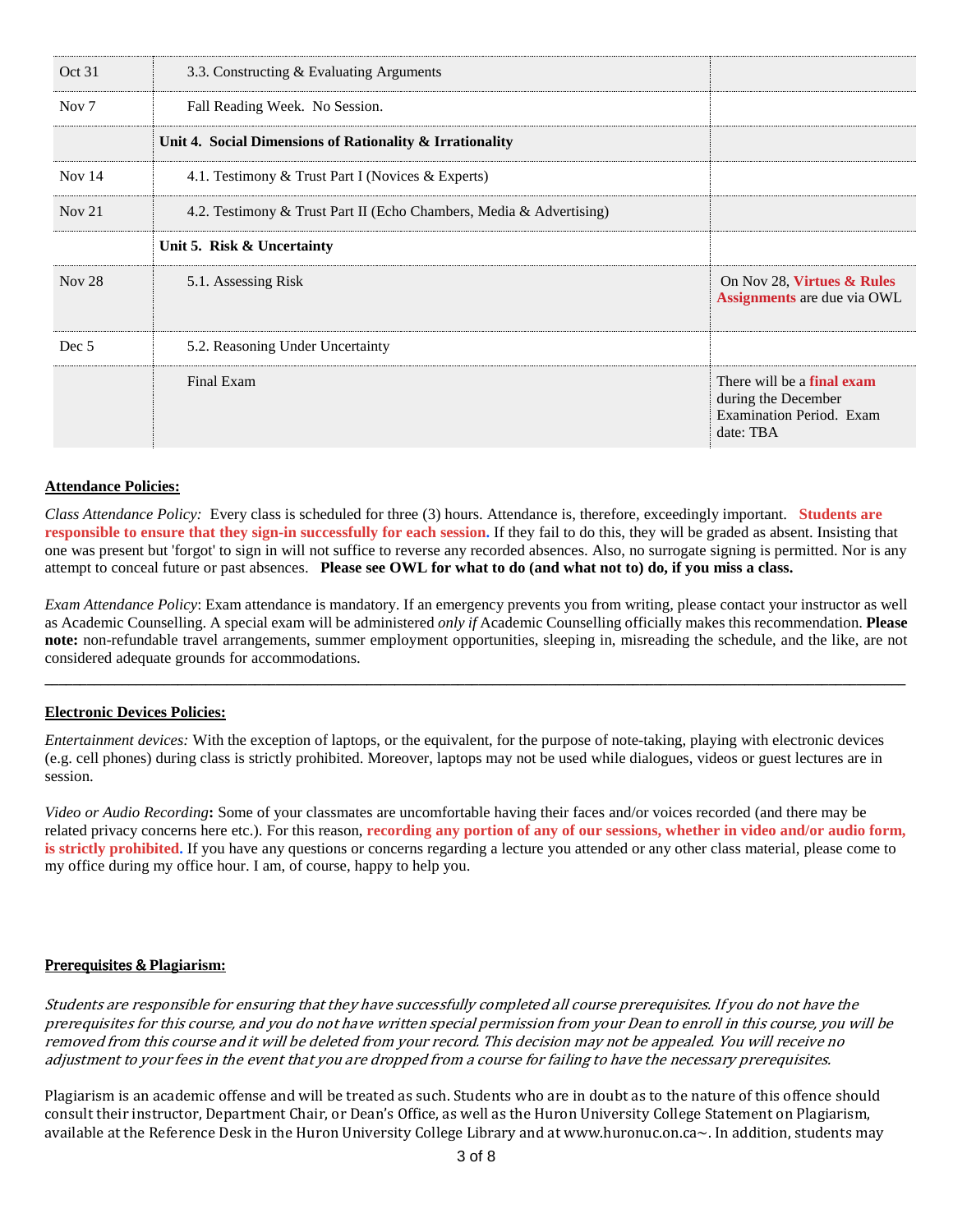| | | |
|---|---|---|
| Oct 31 | 3.3. Constructing & Evaluating Arguments | |
| Nov 7 | Fall Reading Week. No Session. | |
| | **Unit 4. Social Dimensions of Rationality & Irrationality** | |
| Nov 14 | 4.1. Testimony & Trust Part I (Novices & Experts) | |
| Nov 21 | 4.2. Testimony & Trust Part II (Echo Chambers, Media & Advertising) | |
| | **Unit 5. Risk & Uncertainty** | |
| Nov 28 | 5.1. Assessing Risk | On Nov 28, **Virtues & Rules Assignments** are due via OWL |
| Dec 5 | 5.2. Reasoning Under Uncertainty | |
| | Final Exam | There will be a **final exam** during the December Examination Period. Exam date: TBA |

**Attendance Policies:**

*Class Attendance Policy:* Every class is scheduled for three (3) hours. Attendance is, therefore, exceedingly important. **Students are responsible to ensure that they sign-in successfully for each session.** If they fail to do this, they will be graded as absent. Insisting that one was present but 'forgot' to sign in will not suffice to reverse any recorded absences. Also, no surrogate signing is permitted. Nor is any attempt to conceal future or past absences. **Please see OWL for what to do (and what not to) do, if you miss a class.**

*Exam Attendance Policy*: Exam attendance is mandatory. If an emergency prevents you from writing, please contact your instructor as well as Academic Counselling. A special exam will be administered *only if* Academic Counselling officially makes this recommendation. **Please note:** non-refundable travel arrangements, summer employment opportunities, sleeping in, misreading the schedule, and the like, are not considered adequate grounds for accommodations.

---

**Electronic Devices Policies:**

*Entertainment devices:* With the exception of laptops, or the equivalent, for the purpose of note-taking, playing with electronic devices (e.g. cell phones) during class is strictly prohibited. Moreover, laptops may not be used while dialogues, videos or guest lectures are in session.

*Video or Audio Recording***:** Some of your classmates are uncomfortable having their faces and/or voices recorded (and there may be related privacy concerns here etc.). For this reason, **recording any portion of any of our sessions, whether in video and/or audio form, is strictly prohibited.** If you have any questions or concerns regarding a lecture you attended or any other class material, please come to my office during my office hour. I am, of course, happy to help you.

**Prerequisites & Plagiarism:**

*Students are responsible for ensuring that they have successfully completed all course prerequisites. If you do not have the prerequisites for this course, and you do not have written special permission from your Dean to enroll in this course, you will be removed from this course and it will be deleted from your record. This decision may not be appealed. You will receive no adjustment to your fees in the event that you are dropped from a course for failing to have the necessary prerequisites.*

Plagiarism is an academic offense and will be treated as such. Students who are in doubt as to the nature of this offence should consult their instructor, Department Chair, or Dean's Office, as well as the Huron University College Statement on Plagiarism, available at the Reference Desk in the Huron University College Library and at www.huronuc.on.ca~. In addition, students may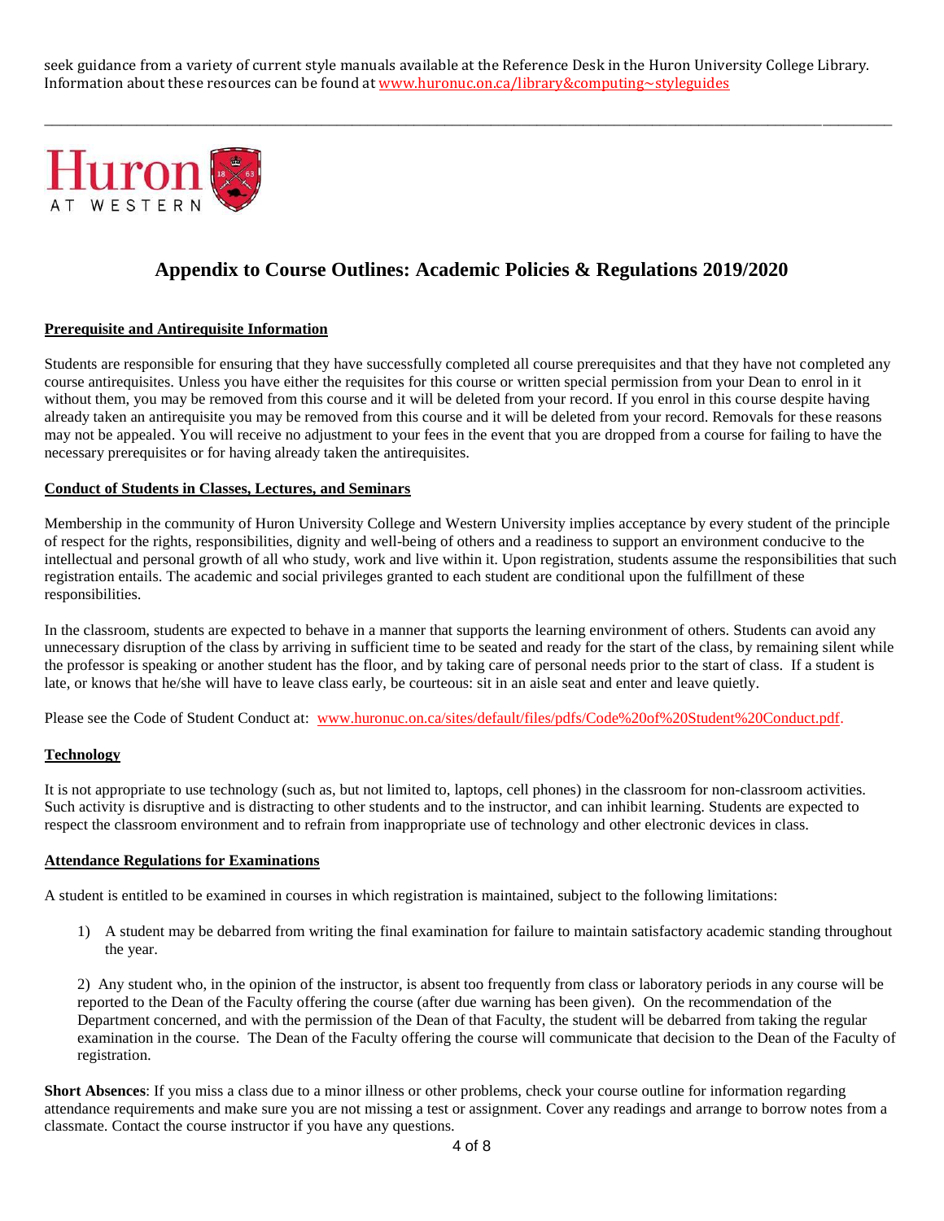seek guidance from a variety of current style manuals available at the Reference Desk in the Huron University College Library. Information about these resources can be found at www.huronuc.on.ca/library&computing~styleguides

---

# Appendix to Course Outlines: Academic Policies & Regulations 2019/2020

## Prerequisite and Antirequisite Information

Students are responsible for ensuring that they have successfully completed all course prerequisites and that they have not completed any course antirequisites. Unless you have either the requisites for this course or written special permission from your Dean to enrol in it without them, you may be removed from this course and it will be deleted from your record. If you enrol in this course despite having already taken an antirequisite you may be removed from this course and it will be deleted from your record. Removals for these reasons may not be appealed. You will receive no adjustment to your fees in the event that you are dropped from a course for failing to have the necessary prerequisites or for having already taken the antirequisites.

## Conduct of Students in Classes, Lectures, and Seminars

Membership in the community of Huron University College and Western University implies acceptance by every student of the principle of respect for the rights, responsibilities, dignity and well-being of others and a readiness to support an environment conducive to the intellectual and personal growth of all who study, work and live within it. Upon registration, students assume the responsibilities that such registration entails. The academic and social privileges granted to each student are conditional upon the fulfillment of these responsibilities.

In the classroom, students are expected to behave in a manner that supports the learning environment of others. Students can avoid any unnecessary disruption of the class by arriving in sufficient time to be seated and ready for the start of the class, by remaining silent while the professor is speaking or another student has the floor, and by taking care of personal needs prior to the start of class. If a student is late, or knows that he/she will have to leave class early, be courteous: sit in an aisle seat and enter and leave quietly.

Please see the Code of Student Conduct at: www.huronuc.on.ca/sites/default/files/pdfs/Code%20of%20Student%20Conduct.pdf.

## Technology

It is not appropriate to use technology (such as, but not limited to, laptops, cell phones) in the classroom for non-classroom activities. Such activity is disruptive and is distracting to other students and to the instructor, and can inhibit learning. Students are expected to respect the classroom environment and to refrain from inappropriate use of technology and other electronic devices in class.

## Attendance Regulations for Examinations

A student is entitled to be examined in courses in which registration is maintained, subject to the following limitations:

1) A student may be debarred from writing the final examination for failure to maintain satisfactory academic standing throughout the year.

2) Any student who, in the opinion of the instructor, is absent too frequently from class or laboratory periods in any course will be reported to the Dean of the Faculty offering the course (after due warning has been given). On the recommendation of the Department concerned, and with the permission of the Dean of that Faculty, the student will be debarred from taking the regular examination in the course. The Dean of the Faculty offering the course will communicate that decision to the Dean of the Faculty of registration.

**Short Absences**: If you miss a class due to a minor illness or other problems, check your course outline for information regarding attendance requirements and make sure you are not missing a test or assignment. Cover any readings and arrange to borrow notes from a classmate. Contact the course instructor if you have any questions.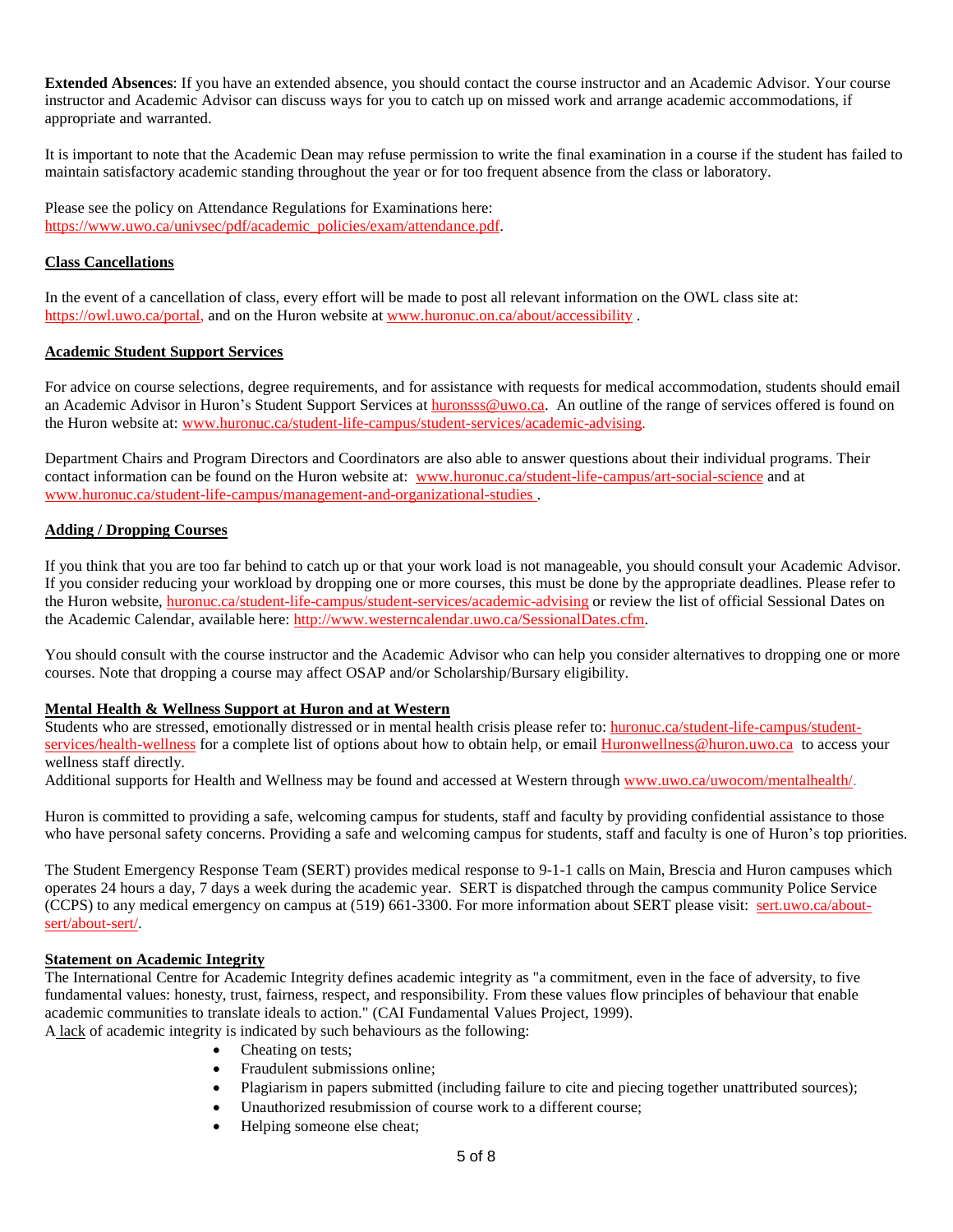**Extended Absences**: If you have an extended absence, you should contact the course instructor and an Academic Advisor. Your course instructor and Academic Advisor can discuss ways for you to catch up on missed work and arrange academic accommodations, if appropriate and warranted.

It is important to note that the Academic Dean may refuse permission to write the final examination in a course if the student has failed to maintain satisfactory academic standing throughout the year or for too frequent absence from the class or laboratory.

Please see the policy on Attendance Regulations for Examinations here: https://www.uwo.ca/univsec/pdf/academic_policies/exam/attendance.pdf.

## Class Cancellations

In the event of a cancellation of class, every effort will be made to post all relevant information on the OWL class site at: https://owl.uwo.ca/portal, and on the Huron website at www.huronuc.on.ca/about/accessibility .

## Academic Student Support Services

For advice on course selections, degree requirements, and for assistance with requests for medical accommodation, students should email an Academic Advisor in Huron's Student Support Services at huronsss@uwo.ca. An outline of the range of services offered is found on the Huron website at: www.huronuc.ca/student-life-campus/student-services/academic-advising.

Department Chairs and Program Directors and Coordinators are also able to answer questions about their individual programs. Their contact information can be found on the Huron website at: www.huronuc.ca/student-life-campus/art-social-science and at www.huronuc.ca/student-life-campus/management-and-organizational-studies .

## Adding / Dropping Courses

If you think that you are too far behind to catch up or that your work load is not manageable, you should consult your Academic Advisor. If you consider reducing your workload by dropping one or more courses, this must be done by the appropriate deadlines. Please refer to the Huron website, huronuc.ca/student-life-campus/student-services/academic-advising or review the list of official Sessional Dates on the Academic Calendar, available here: http://www.westerncalendar.uwo.ca/SessionalDates.cfm.

You should consult with the course instructor and the Academic Advisor who can help you consider alternatives to dropping one or more courses. Note that dropping a course may affect OSAP and/or Scholarship/Bursary eligibility.

## Mental Health & Wellness Support at Huron and at Western

Students who are stressed, emotionally distressed or in mental health crisis please refer to: huronuc.ca/student-life-campus/student-services/health-wellness for a complete list of options about how to obtain help, or email Huronwellness@huron.uwo.ca to access your wellness staff directly.
Additional supports for Health and Wellness may be found and accessed at Western through www.uwo.ca/uwocom/mentalhealth/.

Huron is committed to providing a safe, welcoming campus for students, staff and faculty by providing confidential assistance to those who have personal safety concerns. Providing a safe and welcoming campus for students, staff and faculty is one of Huron's top priorities.

The Student Emergency Response Team (SERT) provides medical response to 9-1-1 calls on Main, Brescia and Huron campuses which operates 24 hours a day, 7 days a week during the academic year. SERT is dispatched through the campus community Police Service (CCPS) to any medical emergency on campus at (519) 661-3300. For more information about SERT please visit: sert.uwo.ca/about-sert/about-sert/.

## Statement on Academic Integrity

The International Centre for Academic Integrity defines academic integrity as "a commitment, even in the face of adversity, to five fundamental values: honesty, trust, fairness, respect, and responsibility. From these values flow principles of behaviour that enable academic communities to translate ideals to action." (CAI Fundamental Values Project, 1999).
A lack of academic integrity is indicated by such behaviours as the following:

- Cheating on tests;
- Fraudulent submissions online;
- Plagiarism in papers submitted (including failure to cite and piecing together unattributed sources);
- Unauthorized resubmission of course work to a different course;
- Helping someone else cheat;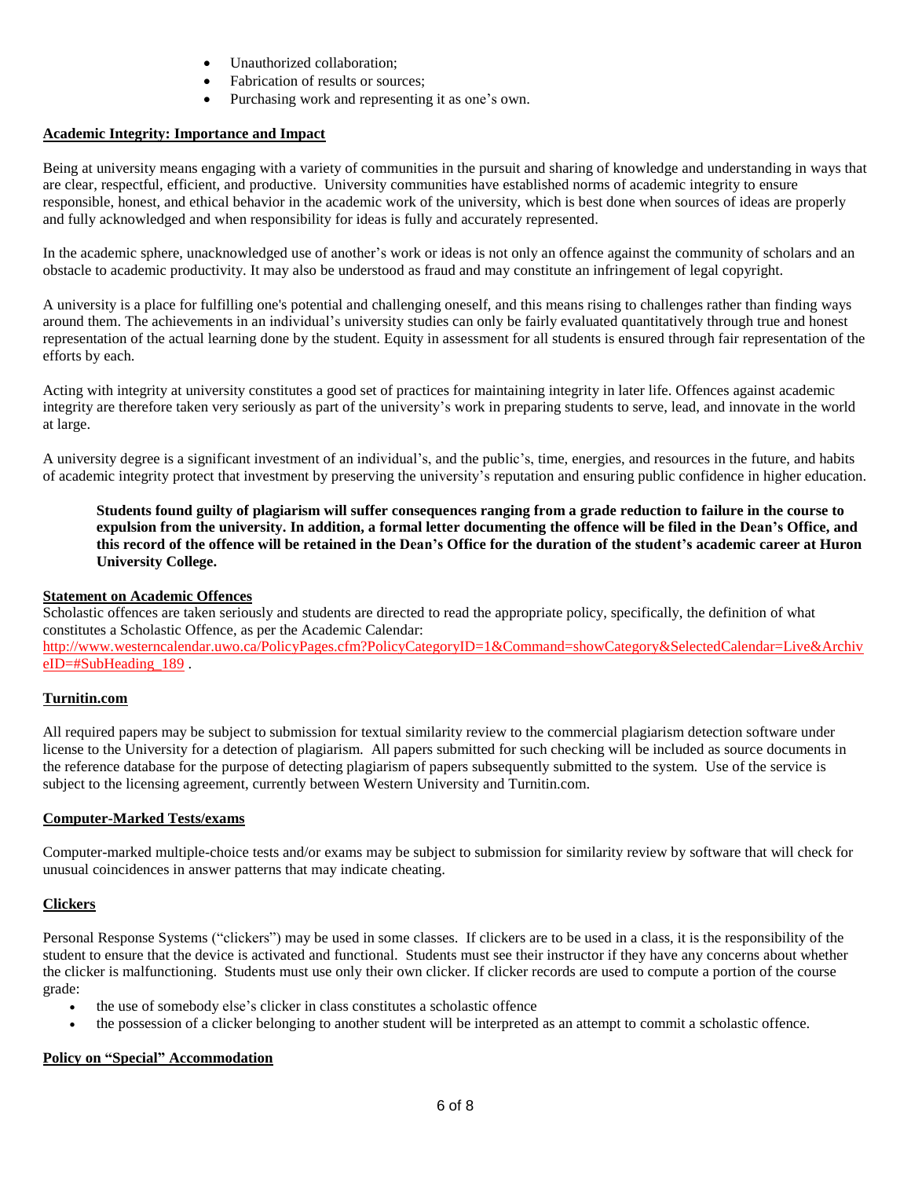- Unauthorized collaboration;
- Fabrication of results or sources;
- Purchasing work and representing it as one's own.

**Academic Integrity: Importance and Impact**

Being at university means engaging with a variety of communities in the pursuit and sharing of knowledge and understanding in ways that are clear, respectful, efficient, and productive. University communities have established norms of academic integrity to ensure responsible, honest, and ethical behavior in the academic work of the university, which is best done when sources of ideas are properly and fully acknowledged and when responsibility for ideas is fully and accurately represented.

In the academic sphere, unacknowledged use of another's work or ideas is not only an offence against the community of scholars and an obstacle to academic productivity. It may also be understood as fraud and may constitute an infringement of legal copyright.

A university is a place for fulfilling one's potential and challenging oneself, and this means rising to challenges rather than finding ways around them. The achievements in an individual's university studies can only be fairly evaluated quantitatively through true and honest representation of the actual learning done by the student. Equity in assessment for all students is ensured through fair representation of the efforts by each.

Acting with integrity at university constitutes a good set of practices for maintaining integrity in later life. Offences against academic integrity are therefore taken very seriously as part of the university's work in preparing students to serve, lead, and innovate in the world at large.

A university degree is a significant investment of an individual's, and the public's, time, energies, and resources in the future, and habits of academic integrity protect that investment by preserving the university's reputation and ensuring public confidence in higher education.

> **Students found guilty of plagiarism will suffer consequences ranging from a grade reduction to failure in the course to expulsion from the university. In addition, a formal letter documenting the offence will be filed in the Dean's Office, and this record of the offence will be retained in the Dean's Office for the duration of the student's academic career at Huron University College.**

**Statement on Academic Offences**

Scholastic offences are taken seriously and students are directed to read the appropriate policy, specifically, the definition of what constitutes a Scholastic Offence, as per the Academic Calendar: http://www.westerncalendar.uwo.ca/PolicyPages.cfm?PolicyCategoryID=1&Command=showCategory&SelectedCalendar=Live&ArchiveID=#SubHeading_189 .

**Turnitin.com**

All required papers may be subject to submission for textual similarity review to the commercial plagiarism detection software under license to the University for a detection of plagiarism. All papers submitted for such checking will be included as source documents in the reference database for the purpose of detecting plagiarism of papers subsequently submitted to the system. Use of the service is subject to the licensing agreement, currently between Western University and Turnitin.com.

**Computer-Marked Tests/exams**

Computer-marked multiple-choice tests and/or exams may be subject to submission for similarity review by software that will check for unusual coincidences in answer patterns that may indicate cheating.

**Clickers**

Personal Response Systems ("clickers") may be used in some classes. If clickers are to be used in a class, it is the responsibility of the student to ensure that the device is activated and functional. Students must see their instructor if they have any concerns about whether the clicker is malfunctioning. Students must use only their own clicker. If clicker records are used to compute a portion of the course grade:

- the use of somebody else's clicker in class constitutes a scholastic offence
- the possession of a clicker belonging to another student will be interpreted as an attempt to commit a scholastic offence.

**Policy on "Special" Accommodation**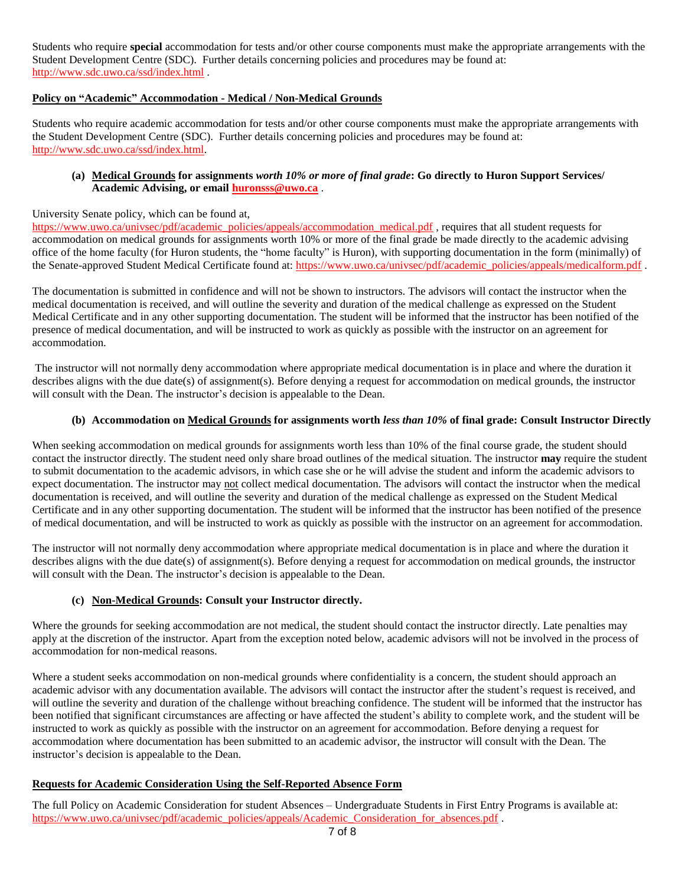Students who require **special** accommodation for tests and/or other course components must make the appropriate arrangements with the Student Development Centre (SDC). Further details concerning policies and procedures may be found at: http://www.sdc.uwo.ca/ssd/index.html .

## Policy on "Academic" Accommodation - Medical / Non-Medical Grounds

Students who require academic accommodation for tests and/or other course components must make the appropriate arrangements with the Student Development Centre (SDC). Further details concerning policies and procedures may be found at: http://www.sdc.uwo.ca/ssd/index.html.

### (a) Medical Grounds for assignments *worth 10% or more of final grade*: Go directly to Huron Support Services/ Academic Advising, or email huronsss@uwo.ca .

University Senate policy, which can be found at, https://www.uwo.ca/univsec/pdf/academic_policies/appeals/accommodation_medical.pdf , requires that all student requests for accommodation on medical grounds for assignments worth 10% or more of the final grade be made directly to the academic advising office of the home faculty (for Huron students, the "home faculty" is Huron), with supporting documentation in the form (minimally) of the Senate-approved Student Medical Certificate found at: https://www.uwo.ca/univsec/pdf/academic_policies/appeals/medicalform.pdf .

The documentation is submitted in confidence and will not be shown to instructors. The advisors will contact the instructor when the medical documentation is received, and will outline the severity and duration of the medical challenge as expressed on the Student Medical Certificate and in any other supporting documentation. The student will be informed that the instructor has been notified of the presence of medical documentation, and will be instructed to work as quickly as possible with the instructor on an agreement for accommodation.

The instructor will not normally deny accommodation where appropriate medical documentation is in place and where the duration it describes aligns with the due date(s) of assignment(s). Before denying a request for accommodation on medical grounds, the instructor will consult with the Dean. The instructor's decision is appealable to the Dean.

### (b) Accommodation on Medical Grounds for assignments worth *less than 10%* of final grade: Consult Instructor Directly

When seeking accommodation on medical grounds for assignments worth less than 10% of the final course grade, the student should contact the instructor directly. The student need only share broad outlines of the medical situation. The instructor **may** require the student to submit documentation to the academic advisors, in which case she or he will advise the student and inform the academic advisors to expect documentation. The instructor may not collect medical documentation. The advisors will contact the instructor when the medical documentation is received, and will outline the severity and duration of the medical challenge as expressed on the Student Medical Certificate and in any other supporting documentation. The student will be informed that the instructor has been notified of the presence of medical documentation, and will be instructed to work as quickly as possible with the instructor on an agreement for accommodation.

The instructor will not normally deny accommodation where appropriate medical documentation is in place and where the duration it describes aligns with the due date(s) of assignment(s). Before denying a request for accommodation on medical grounds, the instructor will consult with the Dean. The instructor's decision is appealable to the Dean.

### (c) Non-Medical Grounds: Consult your Instructor directly.

Where the grounds for seeking accommodation are not medical, the student should contact the instructor directly. Late penalties may apply at the discretion of the instructor. Apart from the exception noted below, academic advisors will not be involved in the process of accommodation for non-medical reasons.

Where a student seeks accommodation on non-medical grounds where confidentiality is a concern, the student should approach an academic advisor with any documentation available. The advisors will contact the instructor after the student's request is received, and will outline the severity and duration of the challenge without breaching confidence. The student will be informed that the instructor has been notified that significant circumstances are affecting or have affected the student's ability to complete work, and the student will be instructed to work as quickly as possible with the instructor on an agreement for accommodation. Before denying a request for accommodation where documentation has been submitted to an academic advisor, the instructor will consult with the Dean. The instructor's decision is appealable to the Dean.

## Requests for Academic Consideration Using the Self-Reported Absence Form

The full Policy on Academic Consideration for student Absences – Undergraduate Students in First Entry Programs is available at: https://www.uwo.ca/univsec/pdf/academic_policies/appeals/Academic_Consideration_for_absences.pdf .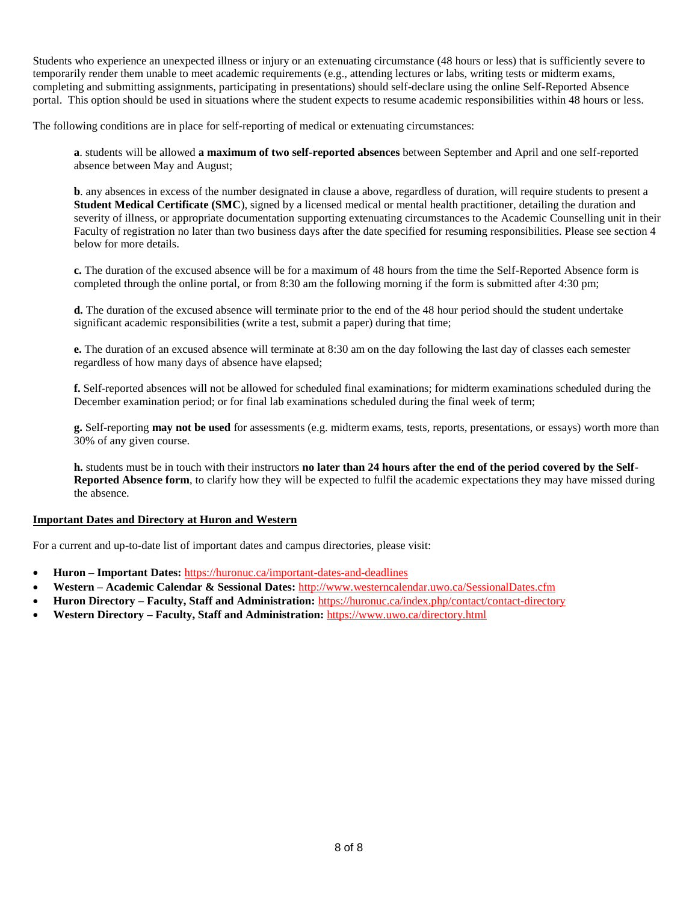Students who experience an unexpected illness or injury or an extenuating circumstance (48 hours or less) that is sufficiently severe to temporarily render them unable to meet academic requirements (e.g., attending lectures or labs, writing tests or midterm exams, completing and submitting assignments, participating in presentations) should self-declare using the online Self-Reported Absence portal. This option should be used in situations where the student expects to resume academic responsibilities within 48 hours or less.

The following conditions are in place for self-reporting of medical or extenuating circumstances:

**a**. students will be allowed **a maximum of two self-reported absences** between September and April and one self-reported absence between May and August;

**b**. any absences in excess of the number designated in clause a above, regardless of duration, will require students to present a **Student Medical Certificate (SMC)**, signed by a licensed medical or mental health practitioner, detailing the duration and severity of illness, or appropriate documentation supporting extenuating circumstances to the Academic Counselling unit in their Faculty of registration no later than two business days after the date specified for resuming responsibilities. Please see section 4 below for more details.

**c.** The duration of the excused absence will be for a maximum of 48 hours from the time the Self-Reported Absence form is completed through the online portal, or from 8:30 am the following morning if the form is submitted after 4:30 pm;

**d.** The duration of the excused absence will terminate prior to the end of the 48 hour period should the student undertake significant academic responsibilities (write a test, submit a paper) during that time;

**e.** The duration of an excused absence will terminate at 8:30 am on the day following the last day of classes each semester regardless of how many days of absence have elapsed;

**f.** Self-reported absences will not be allowed for scheduled final examinations; for midterm examinations scheduled during the December examination period; or for final lab examinations scheduled during the final week of term;

**g.** Self-reporting **may not be used** for assessments (e.g. midterm exams, tests, reports, presentations, or essays) worth more than 30% of any given course.

**h.** students must be in touch with their instructors **no later than 24 hours after the end of the period covered by the Self-Reported Absence form**, to clarify how they will be expected to fulfil the academic expectations they may have missed during the absence.

**Important Dates and Directory at Huron and Western**

For a current and up-to-date list of important dates and campus directories, please visit:

- **Huron – Important Dates:** https://huronuc.ca/important-dates-and-deadlines
- **Western – Academic Calendar & Sessional Dates:** http://www.westerncalendar.uwo.ca/SessionalDates.cfm
- **Huron Directory – Faculty, Staff and Administration:** https://huronuc.ca/index.php/contact/contact-directory
- **Western Directory – Faculty, Staff and Administration:** https://www.uwo.ca/directory.html